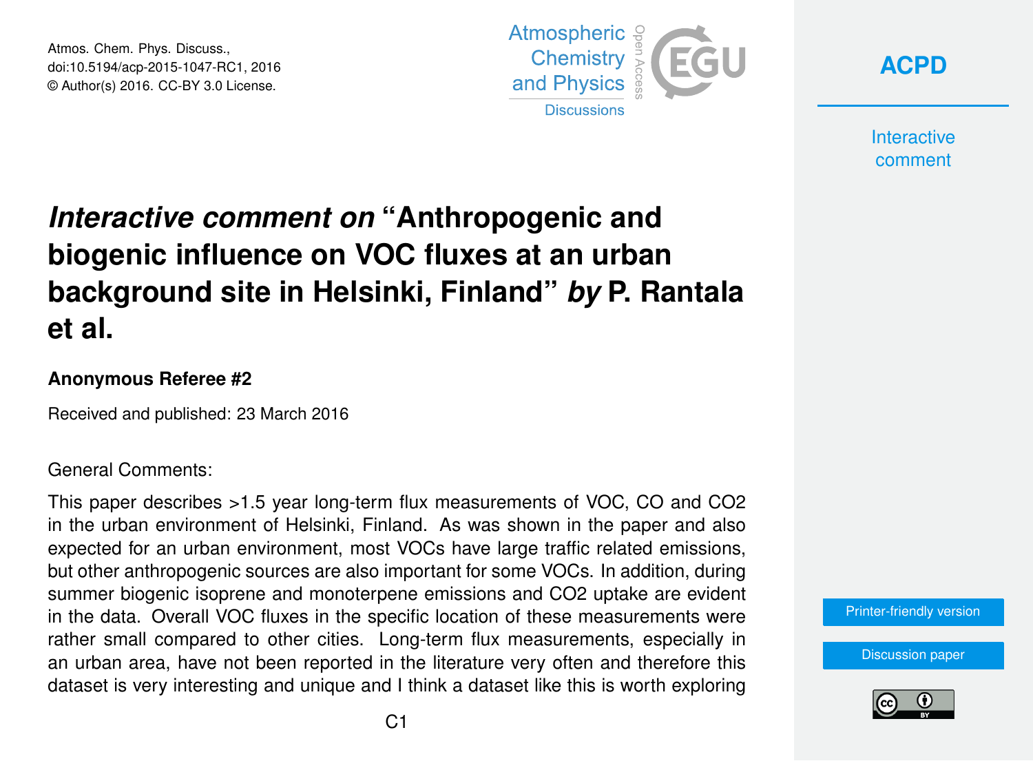Atmos. Chem. Phys. Discuss., doi:10.5194/acp-2015-1047-RC1, 2016
© Author(s) 2016. CC-BY 3.0 License.

# *Interactive comment on* "Anthropogenic and biogenic influence on VOC fluxes at an urban background site in Helsinki, Finland" *by* P. Rantala et al.

### Anonymous Referee #2

Received and published: 23 March 2016

General Comments:

This paper describes >1.5 year long-term flux measurements of VOC, CO and CO2 in the urban environment of Helsinki, Finland. As was shown in the paper and also expected for an urban environment, most VOCs have large traffic related emissions, but other anthropogenic sources are also important for some VOCs. In addition, during summer biogenic isoprene and monoterpene emissions and CO2 uptake are evident in the data. Overall VOC fluxes in the specific location of these measurements were rather small compared to other cities. Long-term flux measurements, especially in an urban area, have not been reported in the literature very often and therefore this dataset is very interesting and unique and I think a dataset like this is worth exploring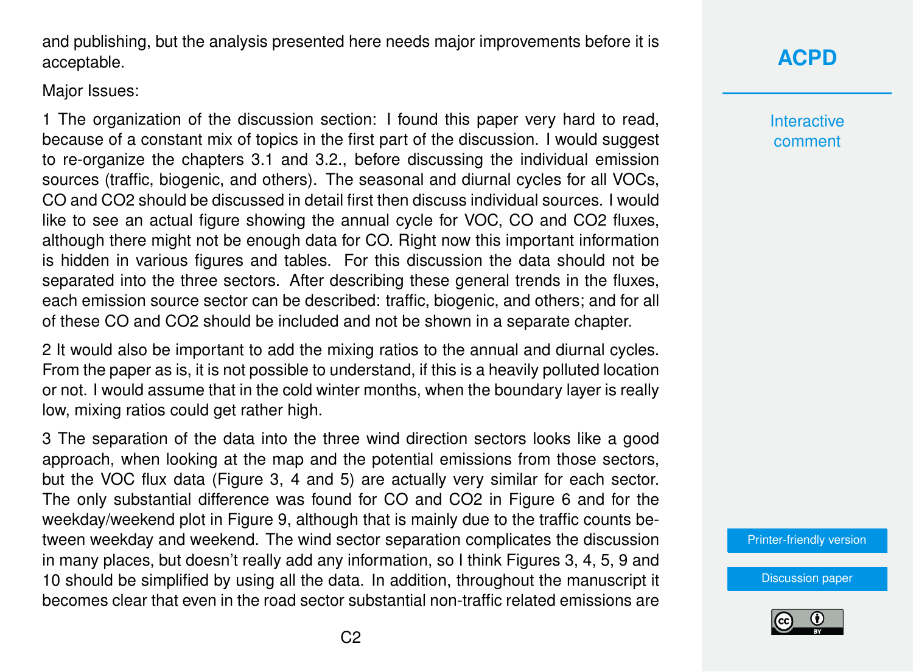and publishing, but the analysis presented here needs major improvements before it is acceptable.

Major Issues:

1 The organization of the discussion section: I found this paper very hard to read, because of a constant mix of topics in the first part of the discussion. I would suggest to re-organize the chapters 3.1 and 3.2., before discussing the individual emission sources (traffic, biogenic, and others). The seasonal and diurnal cycles for all VOCs, CO and $CO_2$ should be discussed in detail first then discuss individual sources. I would like to see an actual figure showing the annual cycle for VOC, CO and $CO_2$ fluxes, although there might not be enough data for CO. Right now this important information is hidden in various figures and tables. For this discussion the data should not be separated into the three sectors. After describing these general trends in the fluxes, each emission source sector can be described: traffic, biogenic, and others; and for all of these CO and $CO_2$ should be included and not be shown in a separate chapter.

2 It would also be important to add the mixing ratios to the annual and diurnal cycles. From the paper as is, it is not possible to understand, if this is a heavily polluted location or not. I would assume that in the cold winter months, when the boundary layer is really low, mixing ratios could get rather high.

3 The separation of the data into the three wind direction sectors looks like a good approach, when looking at the map and the potential emissions from those sectors, but the VOC flux data (Figure 3, 4 and 5) are actually very similar for each sector. The only substantial difference was found for CO and $CO_2$ in Figure 6 and for the weekday/weekend plot in Figure 9, although that is mainly due to the traffic counts between weekday and weekend. The wind sector separation complicates the discussion in many places, but doesn't really add any information, so I think Figures 3, 4, 5, 9 and 10 should be simplified by using all the data. In addition, throughout the manuscript it becomes clear that even in the road sector substantial non-traffic related emissions are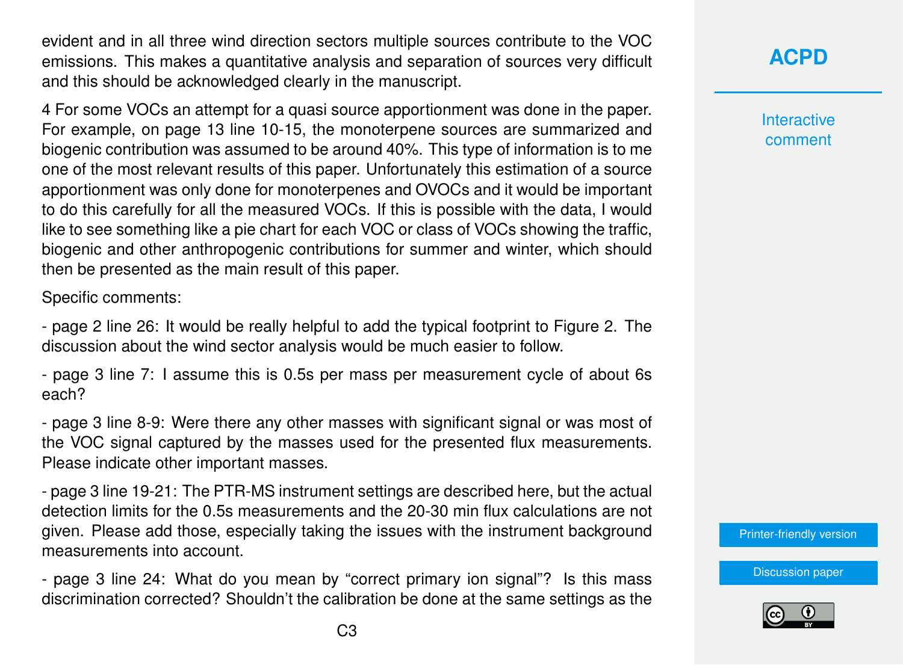evident and in all three wind direction sectors multiple sources contribute to the VOC emissions. This makes a quantitative analysis and separation of sources very difficult and this should be acknowledged clearly in the manuscript.

4 For some VOCs an attempt for a quasi source apportionment was done in the paper. For example, on page 13 line 10-15, the monoterpene sources are summarized and biogenic contribution was assumed to be around 40%. This type of information is to me one of the most relevant results of this paper. Unfortunately this estimation of a source apportionment was only done for monoterpenes and OVOCs and it would be important to do this carefully for all the measured VOCs. If this is possible with the data, I would like to see something like a pie chart for each VOC or class of VOCs showing the traffic, biogenic and other anthropogenic contributions for summer and winter, which should then be presented as the main result of this paper.

Specific comments:

- page 2 line 26: It would be really helpful to add the typical footprint to Figure 2. The discussion about the wind sector analysis would be much easier to follow.

- page 3 line 7: I assume this is 0.5s per mass per measurement cycle of about 6s each?

- page 3 line 8-9: Were there any other masses with significant signal or was most of the VOC signal captured by the masses used for the presented flux measurements. Please indicate other important masses.

- page 3 line 19-21: The PTR-MS instrument settings are described here, but the actual detection limits for the 0.5s measurements and the 20-30 min flux calculations are not given. Please add those, especially taking the issues with the instrument background measurements into account.

- page 3 line 24: What do you mean by "correct primary ion signal"? Is this mass discrimination corrected? Shouldn't the calibration be done at the same settings as the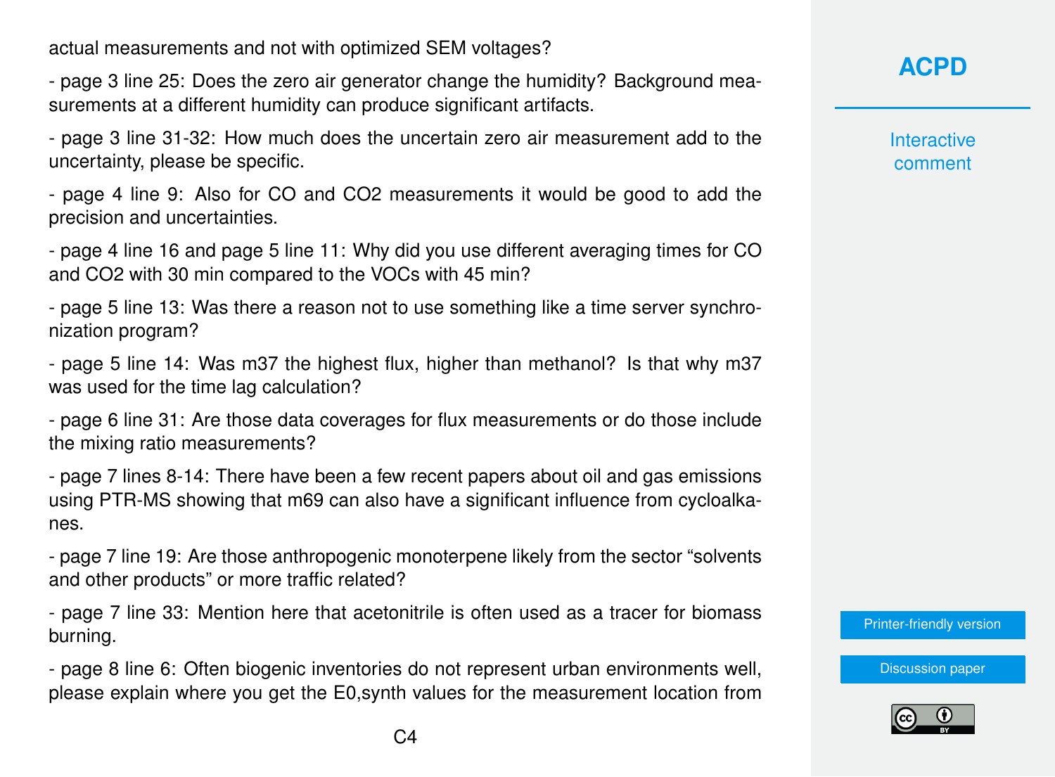actual measurements and not with optimized SEM voltages?

- page 3 line 25: Does the zero air generator change the humidity? Background measurements at a different humidity can produce significant artifacts.

- page 3 line 31-32: How much does the uncertain zero air measurement add to the uncertainty, please be specific.

- page 4 line 9: Also for CO and $CO_2$ measurements it would be good to add the precision and uncertainties.

- page 4 line 16 and page 5 line 11: Why did you use different averaging times for CO and $CO_2$ with 30 min compared to the VOCs with 45 min?

- page 5 line 13: Was there a reason not to use something like a time server synchronization program?

- page 5 line 14: Was m37 the highest flux, higher than methanol? Is that why m37 was used for the time lag calculation?

- page 6 line 31: Are those data coverages for flux measurements or do those include the mixing ratio measurements?

- page 7 lines 8-14: There have been a few recent papers about oil and gas emissions using PTR-MS showing that m69 can also have a significant influence from cycloalkanes.

- page 7 line 19: Are those anthropogenic monoterpene likely from the sector "solvents and other products" or more traffic related?

- page 7 line 33: Mention here that acetonitrile is often used as a tracer for biomass burning.

- page 8 line 6: Often biogenic inventories do not represent urban environments well, please explain where you get the $E_{0,synth}$ values for the measurement location from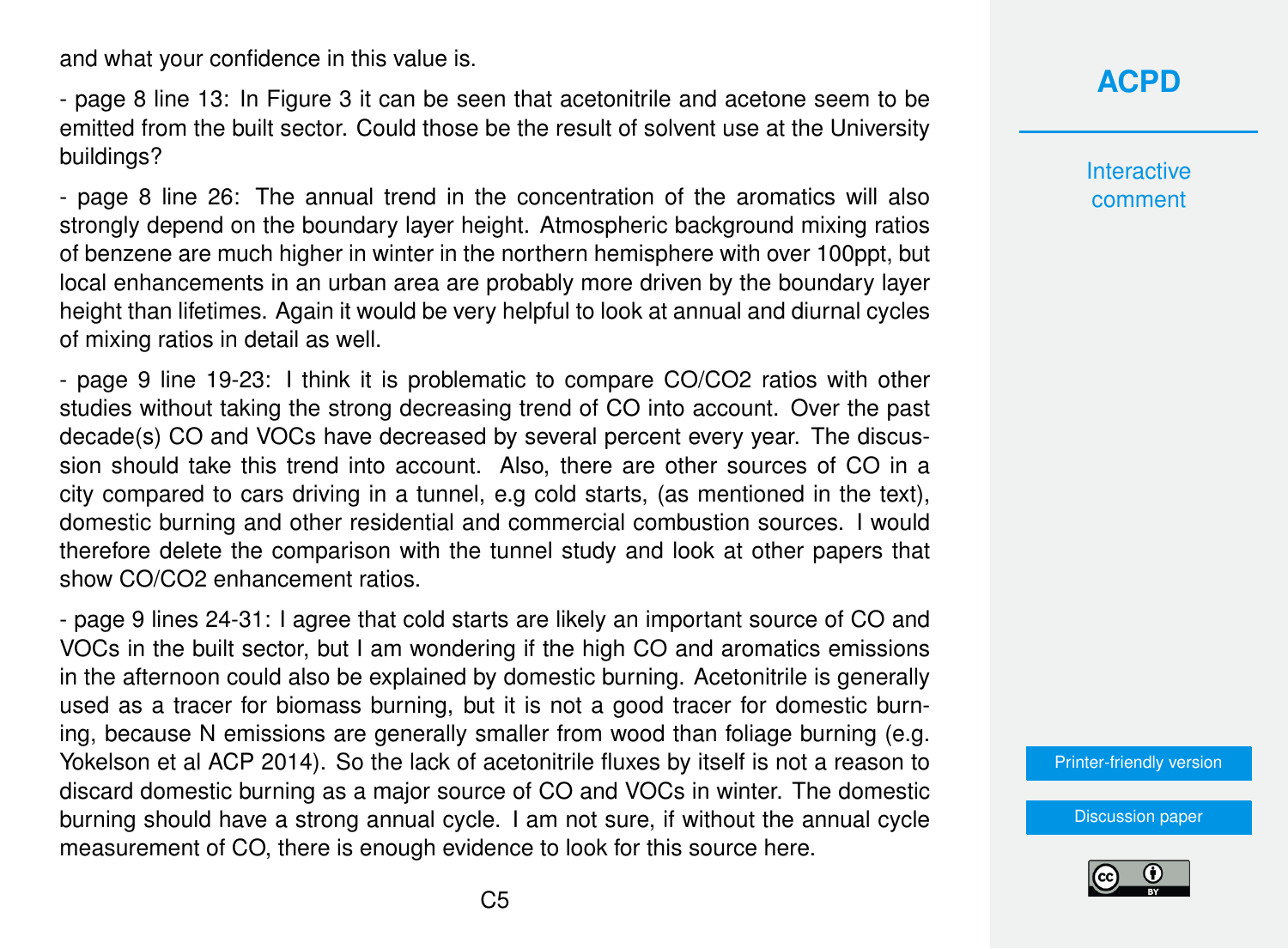and what your confidence in this value is.

- page 8 line 13: In Figure 3 it can be seen that acetonitrile and acetone seem to be emitted from the built sector. Could those be the result of solvent use at the University buildings?

- page 8 line 26: The annual trend in the concentration of the aromatics will also strongly depend on the boundary layer height. Atmospheric background mixing ratios of benzene are much higher in winter in the northern hemisphere with over 100ppt, but local enhancements in an urban area are probably more driven by the boundary layer height than lifetimes. Again it would be very helpful to look at annual and diurnal cycles of mixing ratios in detail as well.

- page 9 line 19-23: I think it is problematic to compare CO/CO2 ratios with other studies without taking the strong decreasing trend of CO into account. Over the past decade(s) CO and VOCs have decreased by several percent every year. The discussion should take this trend into account. Also, there are other sources of CO in a city compared to cars driving in a tunnel, e.g cold starts, (as mentioned in the text), domestic burning and other residential and commercial combustion sources. I would therefore delete the comparison with the tunnel study and look at other papers that show CO/CO2 enhancement ratios.

- page 9 lines 24-31: I agree that cold starts are likely an important source of CO and VOCs in the built sector, but I am wondering if the high CO and aromatics emissions in the afternoon could also be explained by domestic burning. Acetonitrile is generally used as a tracer for biomass burning, but it is not a good tracer for domestic burning, because N emissions are generally smaller from wood than foliage burning (e.g. Yokelson et al ACP 2014). So the lack of acetonitrile fluxes by itself is not a reason to discard domestic burning as a major source of CO and VOCs in winter. The domestic burning should have a strong annual cycle. I am not sure, if without the annual cycle measurement of CO, there is enough evidence to look for this source here.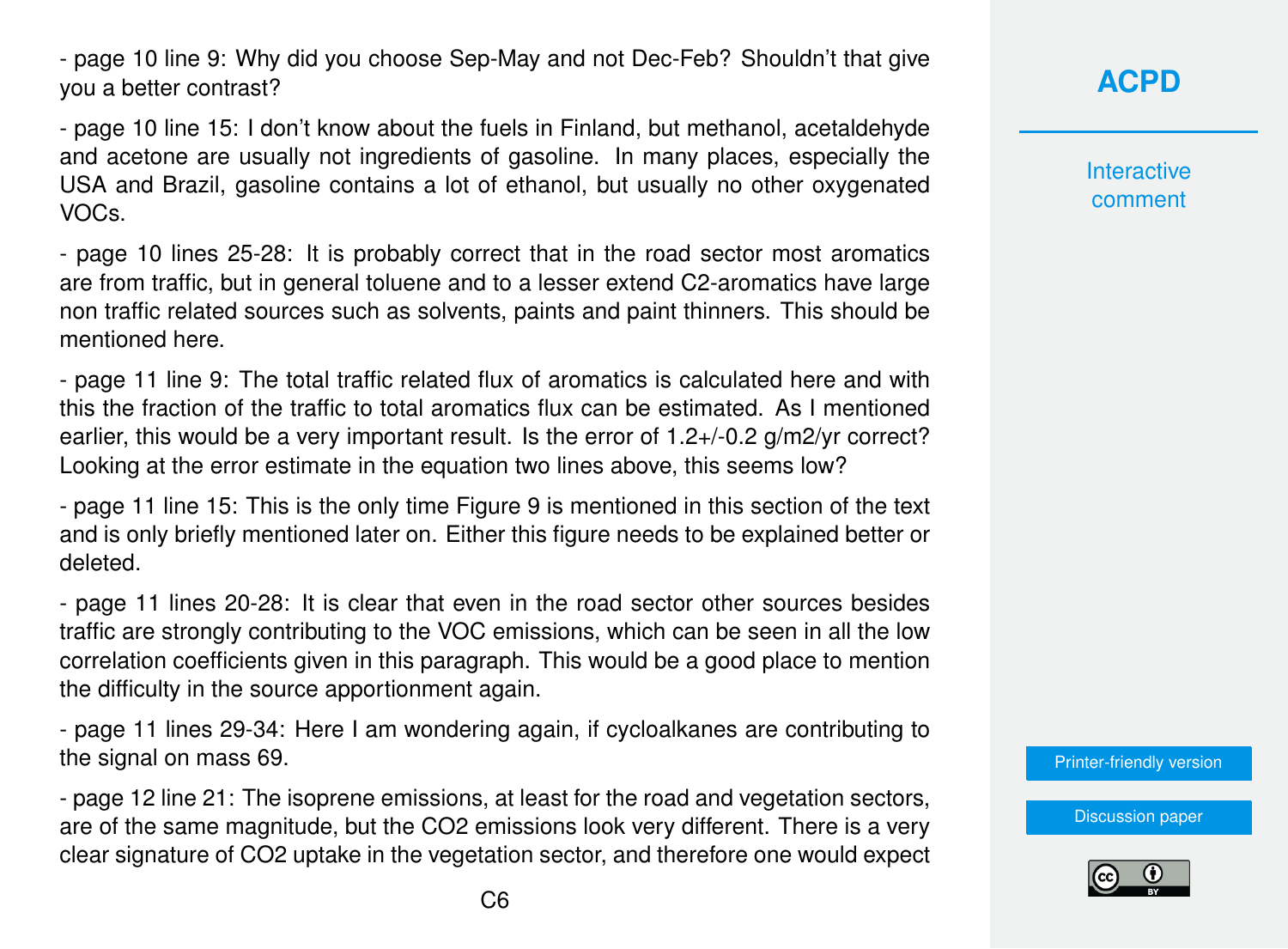- page 10 line 9: Why did you choose Sep-May and not Dec-Feb? Shouldn't that give you a better contrast?

- page 10 line 15: I don't know about the fuels in Finland, but methanol, acetaldehyde and acetone are usually not ingredients of gasoline. In many places, especially the USA and Brazil, gasoline contains a lot of ethanol, but usually no other oxygenated VOCs.

- page 10 lines 25-28: It is probably correct that in the road sector most aromatics are from traffic, but in general toluene and to a lesser extend C2-aromatics have large non traffic related sources such as solvents, paints and paint thinners. This should be mentioned here.

- page 11 line 9: The total traffic related flux of aromatics is calculated here and with this the fraction of the traffic to total aromatics flux can be estimated. As I mentioned earlier, this would be a very important result. Is the error of 1.2+/-0.2 g/m2/yr correct? Looking at the error estimate in the equation two lines above, this seems low?

- page 11 line 15: This is the only time Figure 9 is mentioned in this section of the text and is only briefly mentioned later on. Either this figure needs to be explained better or deleted.

- page 11 lines 20-28: It is clear that even in the road sector other sources besides traffic are strongly contributing to the VOC emissions, which can be seen in all the low correlation coefficients given in this paragraph. This would be a good place to mention the difficulty in the source apportionment again.

- page 11 lines 29-34: Here I am wondering again, if cycloalkanes are contributing to the signal on mass 69.

- page 12 line 21: The isoprene emissions, at least for the road and vegetation sectors, are of the same magnitude, but the CO2 emissions look very different. There is a very clear signature of CO2 uptake in the vegetation sector, and therefore one would expect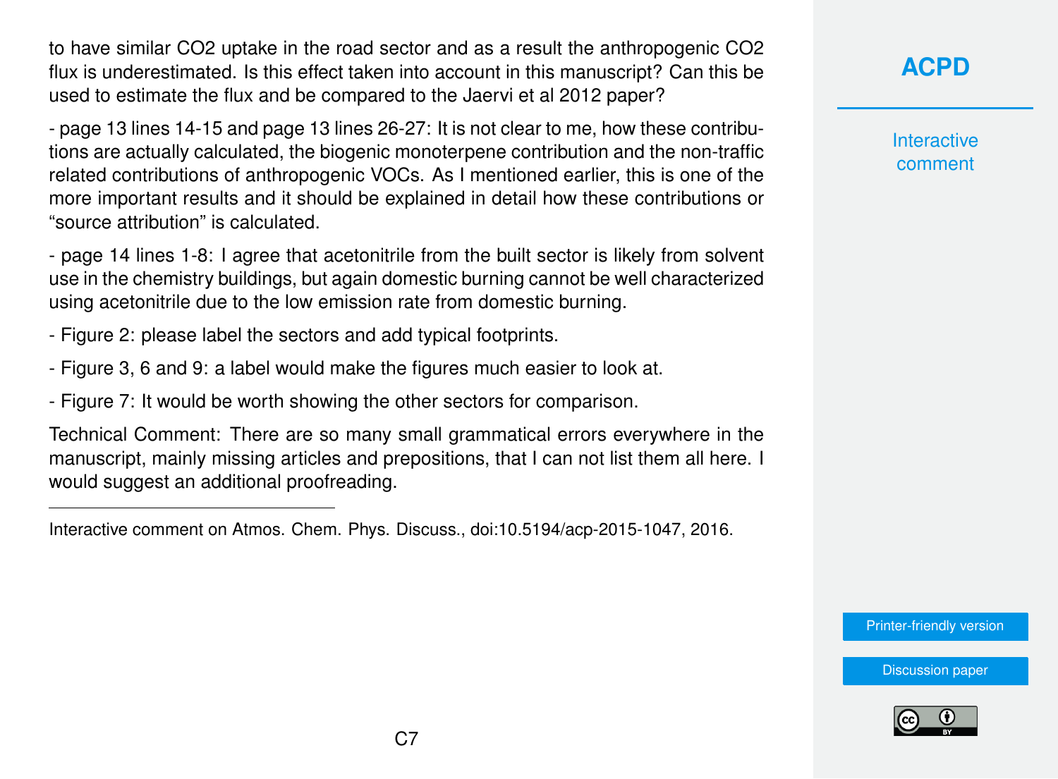to have similar $CO_2$ uptake in the road sector and as a result the anthropogenic $CO_2$ flux is underestimated. Is this effect taken into account in this manuscript? Can this be used to estimate the flux and be compared to the Jaervi et al 2012 paper?

- page 13 lines 14-15 and page 13 lines 26-27: It is not clear to me, how these contributions are actually calculated, the biogenic monoterpene contribution and the non-traffic related contributions of anthropogenic VOCs. As I mentioned earlier, this is one of the more important results and it should be explained in detail how these contributions or "source attribution" is calculated.

- page 14 lines 1-8: I agree that acetonitrile from the built sector is likely from solvent use in the chemistry buildings, but again domestic burning cannot be well characterized using acetonitrile due to the low emission rate from domestic burning.

- Figure 2: please label the sectors and add typical footprints.

- Figure 3, 6 and 9: a label would make the figures much easier to look at.

- Figure 7: It would be worth showing the other sectors for comparison.

Technical Comment: There are so many small grammatical errors everywhere in the manuscript, mainly missing articles and prepositions, that I can not list them all here. I would suggest an additional proofreading.

---

Interactive comment on Atmos. Chem. Phys. Discuss., doi:10.5194/acp-2015-1047, 2016.